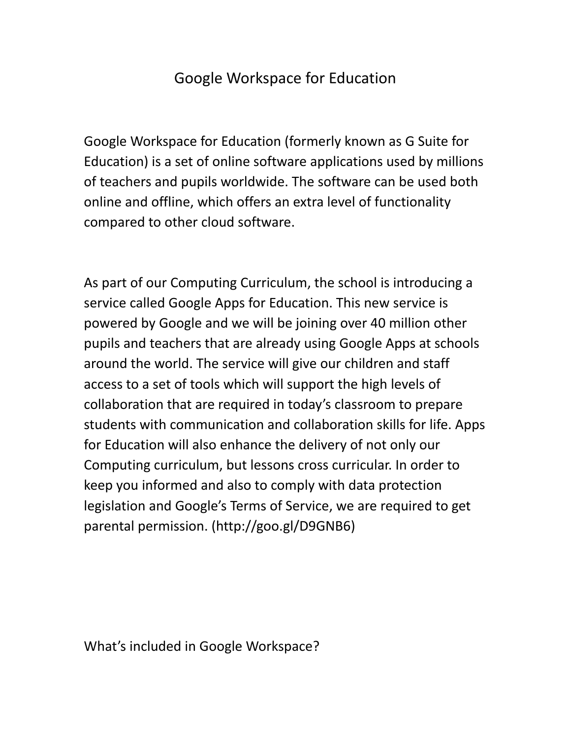# Google Workspace for Education

Google Workspace for Education (formerly known as G Suite for Education) is a set of online software applications used by millions of teachers and pupils worldwide. The software can be used both online and offline, which offers an extra level of functionality compared to other cloud software.

As part of our Computing Curriculum, the school is introducing a service called Google Apps for Education. This new service is powered by Google and we will be joining over 40 million other pupils and teachers that are already using Google Apps at schools around the world. The service will give our children and staff access to a set of tools which will support the high levels of collaboration that are required in today's classroom to prepare students with communication and collaboration skills for life. Apps for Education will also enhance the delivery of not only our Computing curriculum, but lessons cross curricular. In order to keep you informed and also to comply with data protection legislation and Google's Terms of Service, we are required to get parental permission. (http://goo.gl/D9GNB6)

## What's included in Google Workspace?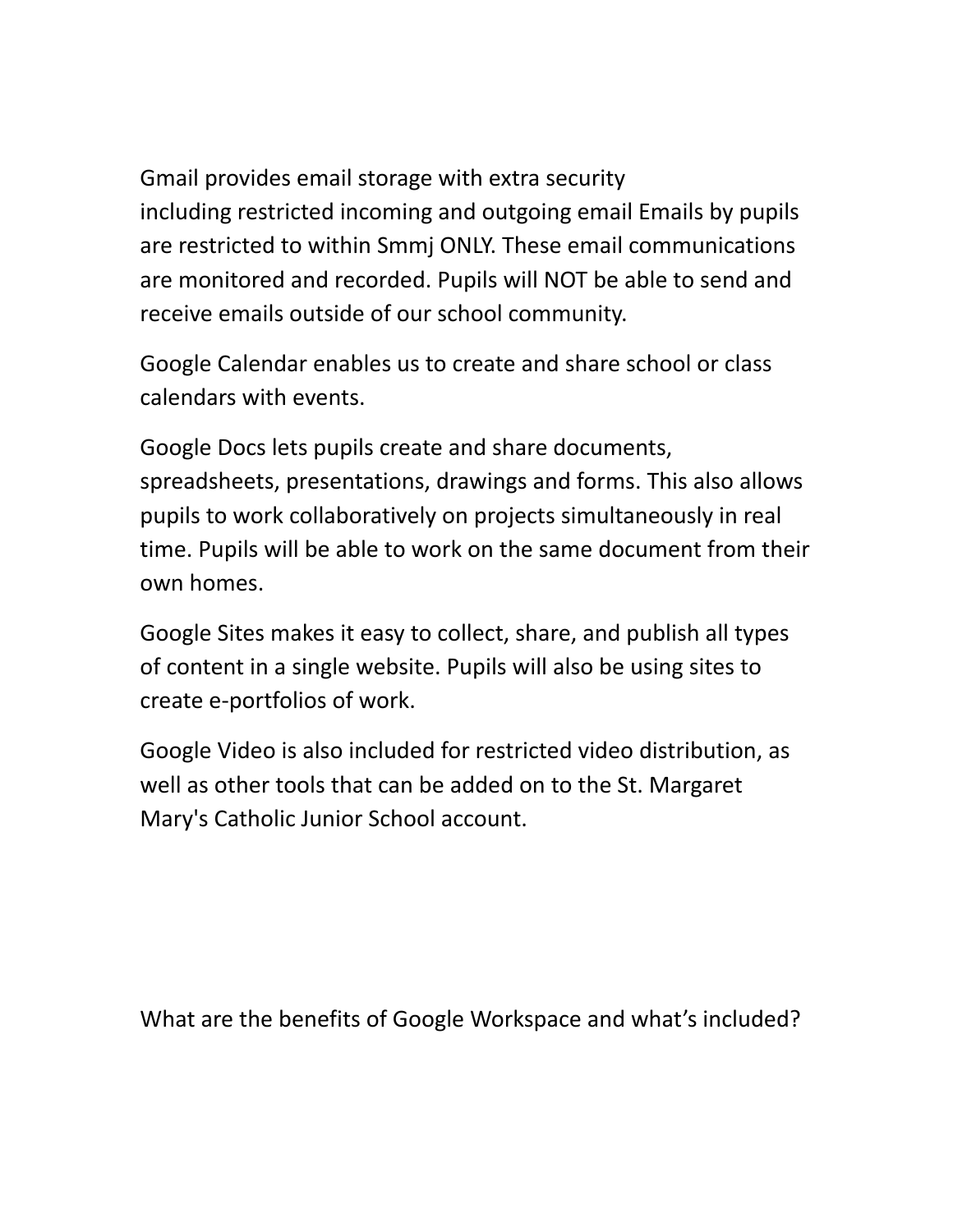Gmail provides email storage with extra security including restricted incoming and outgoing email Emails by pupils are restricted to within Smmj ONLY. These email communications are monitored and recorded. Pupils will NOT be able to send and receive emails outside of our school community.

Google Calendar enables us to create and share school or class calendars with events.

Google Docs lets pupils create and share documents, spreadsheets, presentations, drawings and forms. This also allows pupils to work collaboratively on projects simultaneously in real time. Pupils will be able to work on the same document from their own homes.

Google Sites makes it easy to collect, share, and publish all types of content in a single website. Pupils will also be using sites to create e-portfolios of work.

Google Video is also included for restricted video distribution, as well as other tools that can be added on to the St. Margaret Mary's Catholic Junior School account.

What are the benefits of Google Workspace and what's included?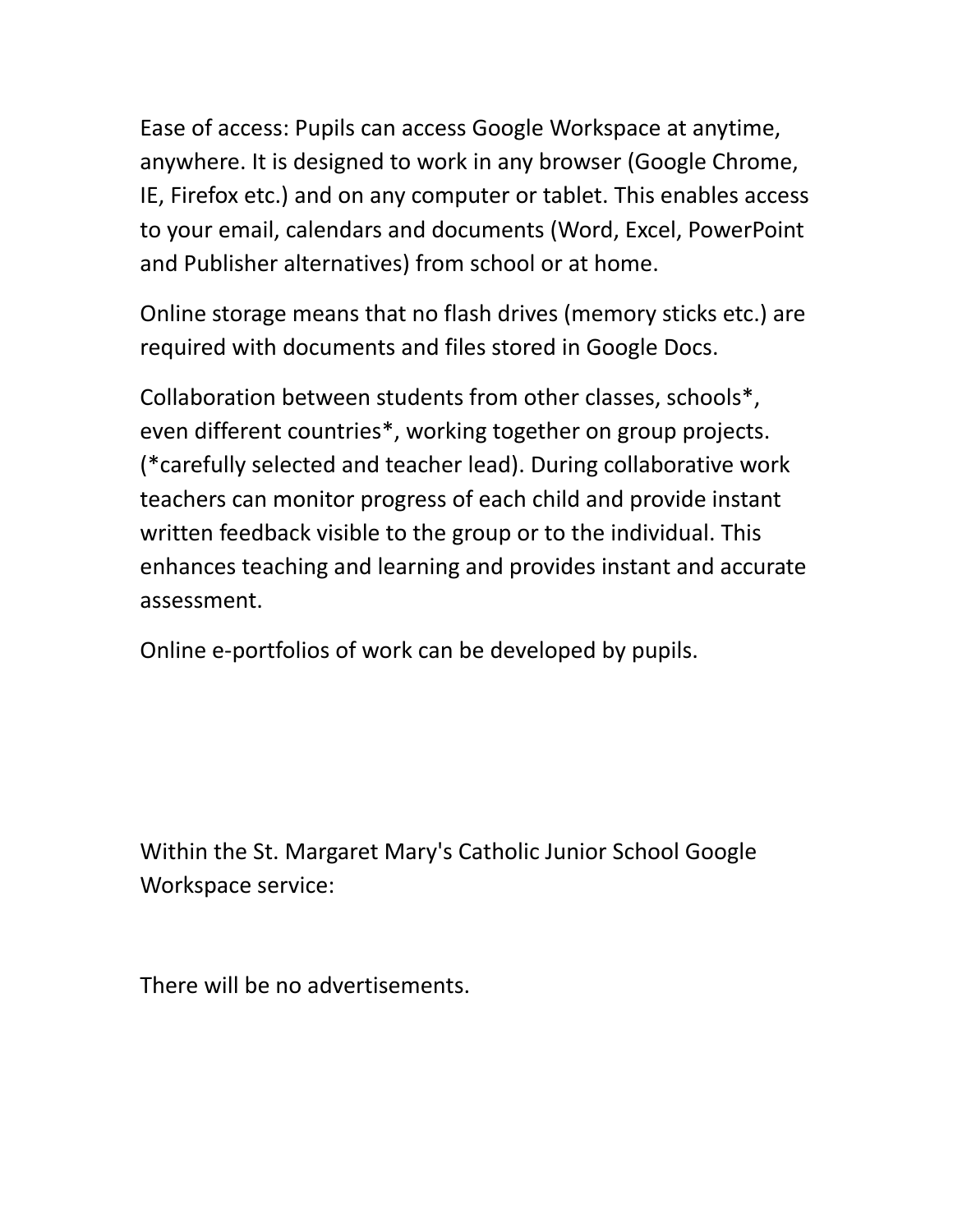Ease of access: Pupils can access Google Workspace at anytime, anywhere. It is designed to work in any browser (Google Chrome, IE, Firefox etc.) and on any computer or tablet. This enables access to your email, calendars and documents (Word, Excel, PowerPoint and Publisher alternatives) from school or at home.

Online storage means that no flash drives (memory sticks etc.) are required with documents and files stored in Google Docs.

Collaboration between students from other classes, schools*, even different countries*, working together on group projects. (*carefully selected and teacher lead). During collaborative work teachers can monitor progress of each child and provide instant written feedback visible to the group or to the individual. This enhances teaching and learning and provides instant and accurate assessment.

Online e-portfolios of work can be developed by pupils.

Within the St. Margaret Mary's Catholic Junior School Google Workspace service:

There will be no advertisements.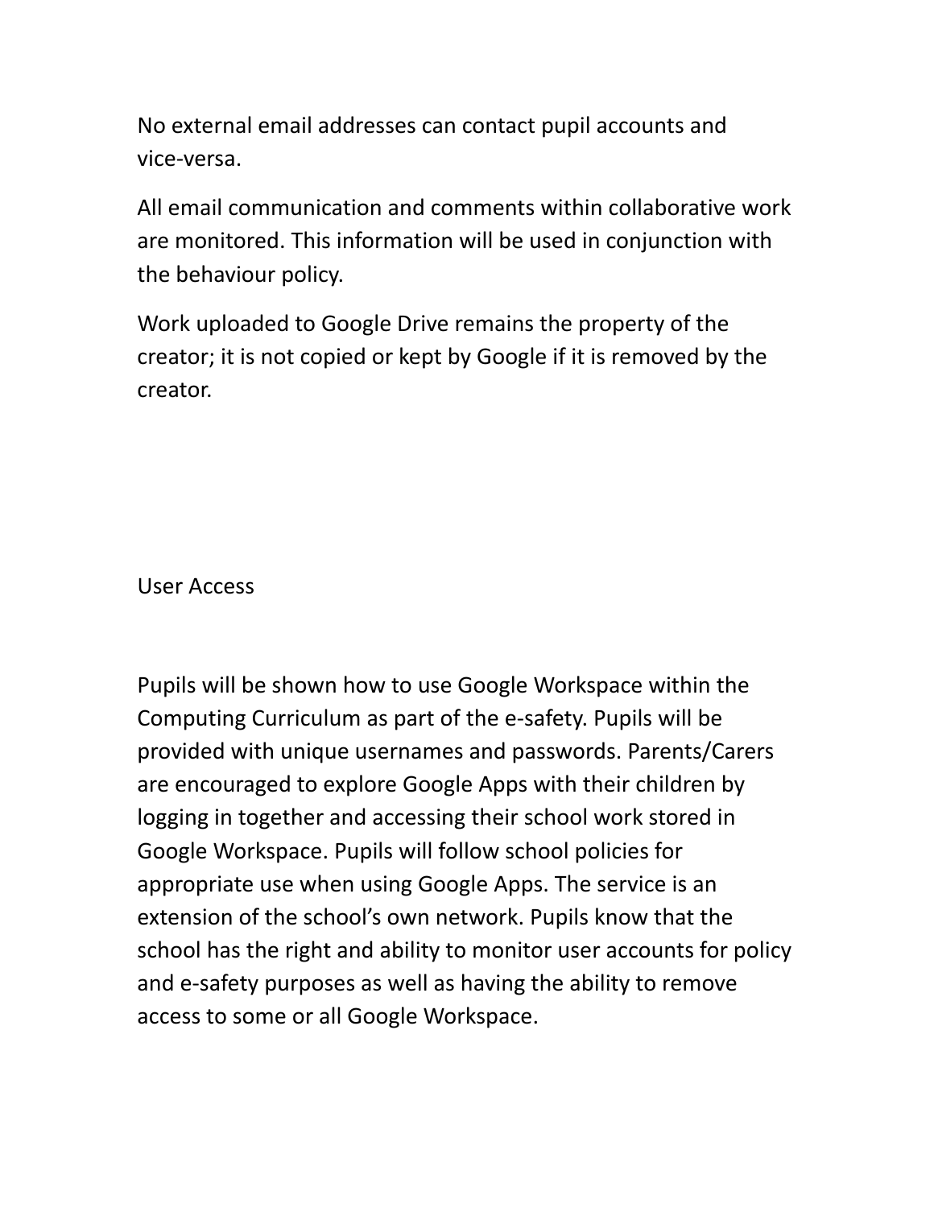No external email addresses can contact pupil accounts and vice-versa.

All email communication and comments within collaborative work are monitored. This information will be used in conjunction with the behaviour policy.

Work uploaded to Google Drive remains the property of the creator; it is not copied or kept by Google if it is removed by the creator.

## User Access

Pupils will be shown how to use Google Workspace within the Computing Curriculum as part of the e-safety. Pupils will be provided with unique usernames and passwords. Parents/Carers are encouraged to explore Google Apps with their children by logging in together and accessing their school work stored in Google Workspace. Pupils will follow school policies for appropriate use when using Google Apps. The service is an extension of the school's own network. Pupils know that the school has the right and ability to monitor user accounts for policy and e-safety purposes as well as having the ability to remove access to some or all Google Workspace.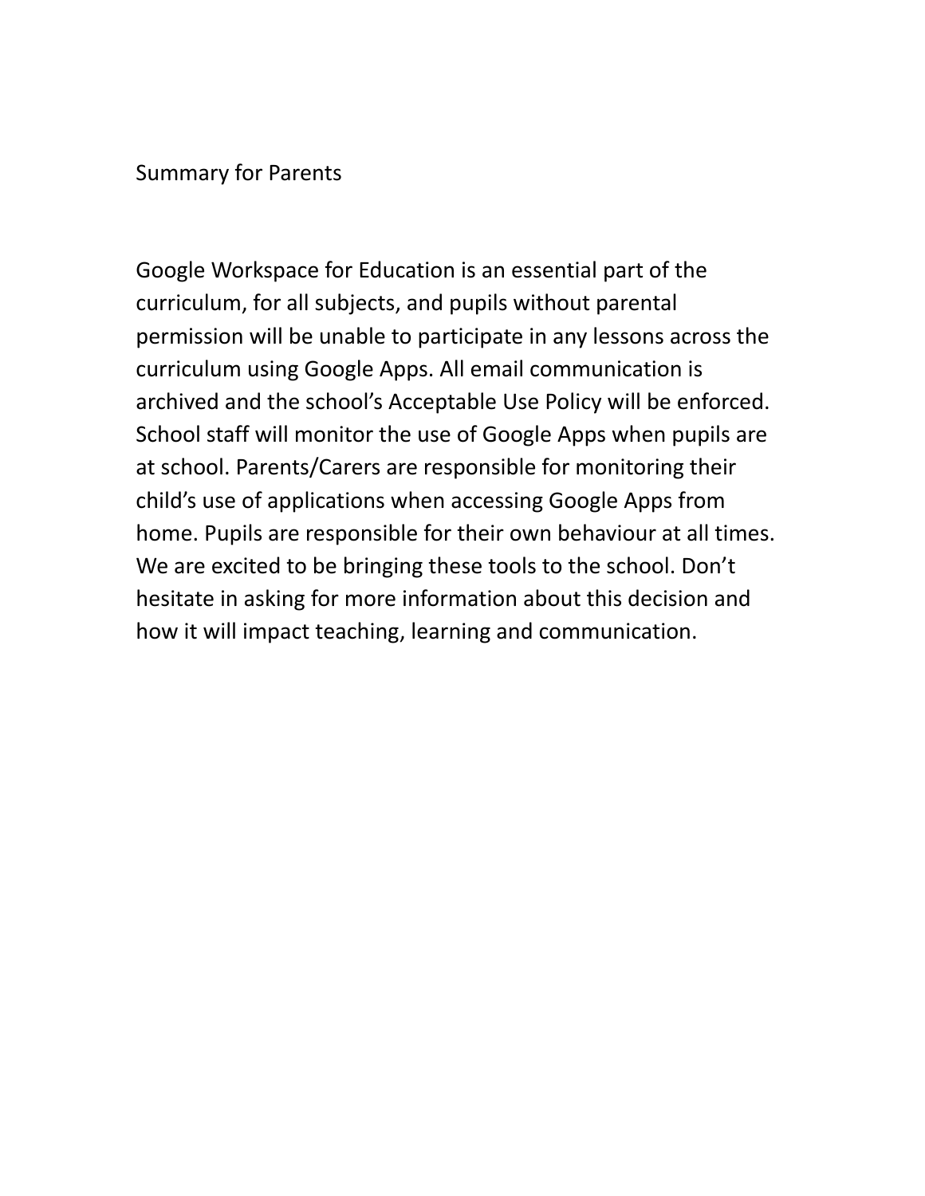## Summary for Parents

Google Workspace for Education is an essential part of the curriculum, for all subjects, and pupils without parental permission will be unable to participate in any lessons across the curriculum using Google Apps. All email communication is archived and the school's Acceptable Use Policy will be enforced. School staff will monitor the use of Google Apps when pupils are at school. Parents/Carers are responsible for monitoring their child's use of applications when accessing Google Apps from home. Pupils are responsible for their own behaviour at all times. We are excited to be bringing these tools to the school. Don't hesitate in asking for more information about this decision and how it will impact teaching, learning and communication.